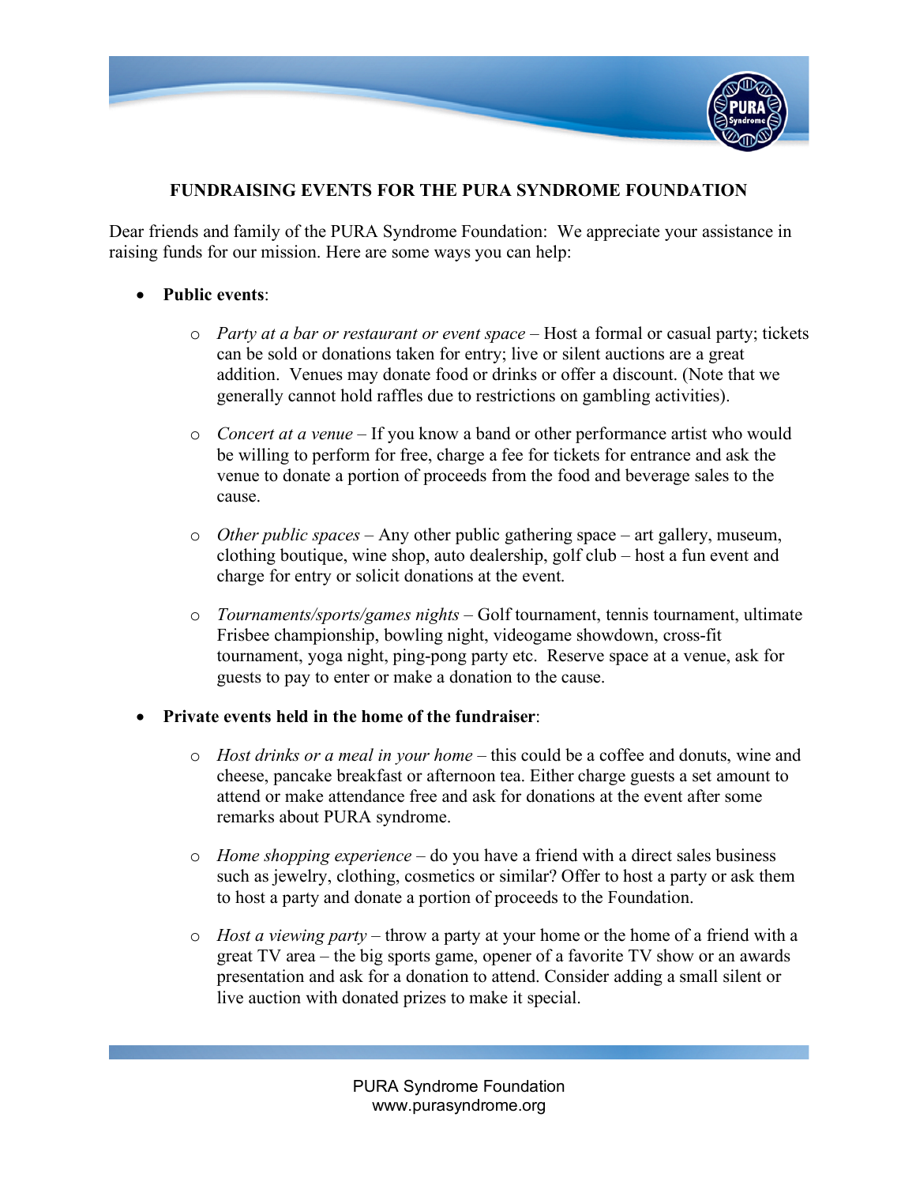# FUNDRAISING EVENTS FOR THE PURA SYNDROME FOUNDATION

Dear friends and family of the PURA Syndrome Foundation: We appreciate your assistance in raising funds for our mission. Here are some ways you can help:

- **Public events**:
  - *Party at a bar or restaurant or event space* – Host a formal or casual party; tickets can be sold or donations taken for entry; live or silent auctions are a great addition. Venues may donate food or drinks or offer a discount. (Note that we generally cannot hold raffles due to restrictions on gambling activities).
  - *Concert at a venue* – If you know a band or other performance artist who would be willing to perform for free, charge a fee for tickets for entrance and ask the venue to donate a portion of proceeds from the food and beverage sales to the cause.
  - *Other public spaces* – Any other public gathering space – art gallery, museum, clothing boutique, wine shop, auto dealership, golf club – host a fun event and charge for entry or solicit donations at the event.
  - *Tournaments/sports/games nights* – Golf tournament, tennis tournament, ultimate Frisbee championship, bowling night, videogame showdown, cross-fit tournament, yoga night, ping-pong party etc. Reserve space at a venue, ask for guests to pay to enter or make a donation to the cause.
- **Private events held in the home of the fundraiser**:
  - *Host drinks or a meal in your home* – this could be a coffee and donuts, wine and cheese, pancake breakfast or afternoon tea. Either charge guests a set amount to attend or make attendance free and ask for donations at the event after some remarks about PURA syndrome.
  - *Home shopping experience* – do you have a friend with a direct sales business such as jewelry, clothing, cosmetics or similar? Offer to host a party or ask them to host a party and donate a portion of proceeds to the Foundation.
  - *Host a viewing party* – throw a party at your home or the home of a friend with a great TV area – the big sports game, opener of a favorite TV show or an awards presentation and ask for a donation to attend. Consider adding a small silent or live auction with donated prizes to make it special.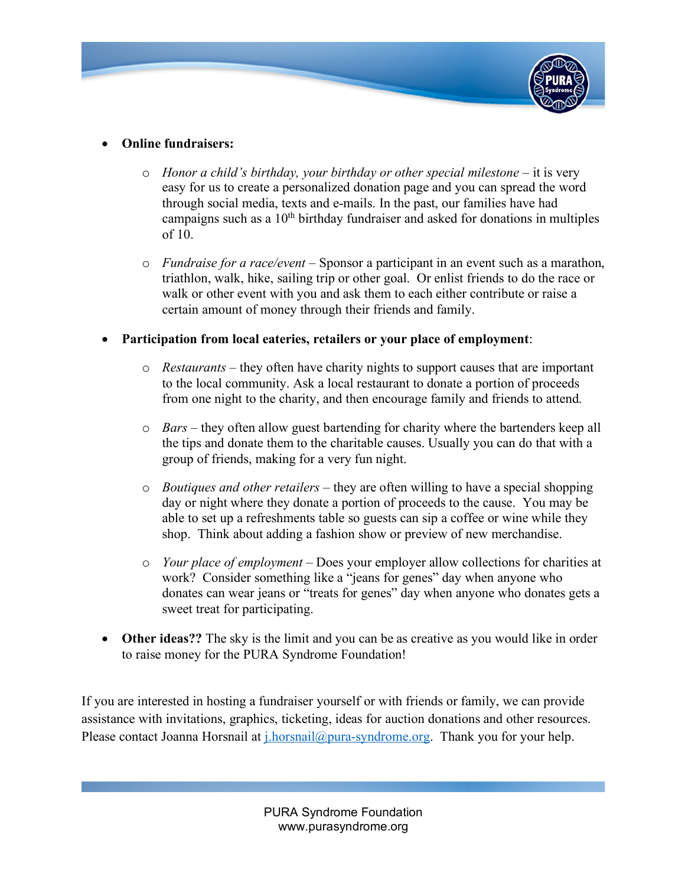- **Online fundraisers:**
  - *Honor a child's birthday, your birthday or other special milestone* – it is very easy for us to create a personalized donation page and you can spread the word through social media, texts and e-mails. In the past, our families have had campaigns such as a $10^{th}$ birthday fundraiser and asked for donations in multiples of 10.
  - *Fundraise for a race/event* – Sponsor a participant in an event such as a marathon, triathlon, walk, hike, sailing trip or other goal. Or enlist friends to do the race or walk or other event with you and ask them to each either contribute or raise a certain amount of money through their friends and family.

- **Participation from local eateries, retailers or your place of employment**:
  - *Restaurants* – they often have charity nights to support causes that are important to the local community. Ask a local restaurant to donate a portion of proceeds from one night to the charity, and then encourage family and friends to attend.
  - *Bars* – they often allow guest bartending for charity where the bartenders keep all the tips and donate them to the charitable causes. Usually you can do that with a group of friends, making for a very fun night.
  - *Boutiques and other retailers* – they are often willing to have a special shopping day or night where they donate a portion of proceeds to the cause. You may be able to set up a refreshments table so guests can sip a coffee or wine while they shop. Think about adding a fashion show or preview of new merchandise.
  - *Your place of employment* – Does your employer allow collections for charities at work? Consider something like a "jeans for genes" day when anyone who donates can wear jeans or "treats for genes" day when anyone who donates gets a sweet treat for participating.

- **Other ideas??** The sky is the limit and you can be as creative as you would like in order to raise money for the PURA Syndrome Foundation!

If you are interested in hosting a fundraiser yourself or with friends or family, we can provide assistance with invitations, graphics, ticketing, ideas for auction donations and other resources. Please contact Joanna Horsnail at j.horsnail@pura-syndrome.org. Thank you for your help.